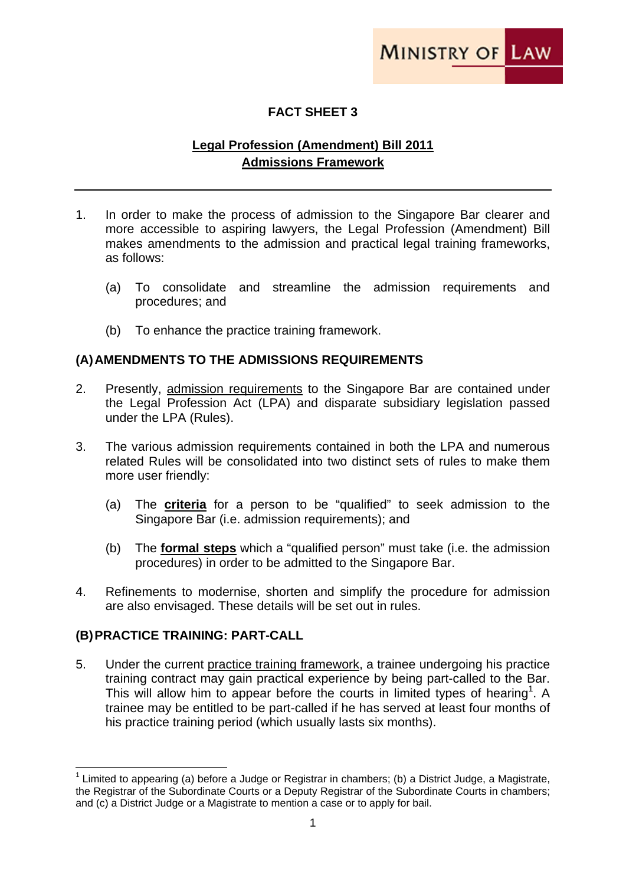MINISTRY OF LAW

# FACT SHEET 3

## Legal Profession (Amendment) Bill 2011
## Admissions Framework

---

1. In order to make the process of admission to the Singapore Bar clearer and more accessible to aspiring lawyers, the Legal Profession (Amendment) Bill makes amendments to the admission and practical legal training frameworks, as follows:

   (a) To consolidate and streamline the admission requirements and procedures; and

   (b) To enhance the practice training framework.

### (A) AMENDMENTS TO THE ADMISSIONS REQUIREMENTS

2. Presently, admission requirements to the Singapore Bar are contained under the Legal Profession Act (LPA) and disparate subsidiary legislation passed under the LPA (Rules).

3. The various admission requirements contained in both the LPA and numerous related Rules will be consolidated into two distinct sets of rules to make them more user friendly:

   (a) The **criteria** for a person to be "qualified" to seek admission to the Singapore Bar (i.e. admission requirements); and

   (b) The **formal steps** which a "qualified person" must take (i.e. the admission procedures) in order to be admitted to the Singapore Bar.

4. Refinements to modernise, shorten and simplify the procedure for admission are also envisaged. These details will be set out in rules.

### (B) PRACTICE TRAINING: PART-CALL

5. Under the current practice training framework, a trainee undergoing his practice training contract may gain practical experience by being part-called to the Bar. This will allow him to appear before the courts in limited types of hearing[1]. A trainee may be entitled to be part-called if he has served at least four months of his practice training period (which usually lasts six months).

---

[1] Limited to appearing (a) before a Judge or Registrar in chambers; (b) a District Judge, a Magistrate, the Registrar of the Subordinate Courts or a Deputy Registrar of the Subordinate Courts in chambers; and (c) a District Judge or a Magistrate to mention a case or to apply for bail.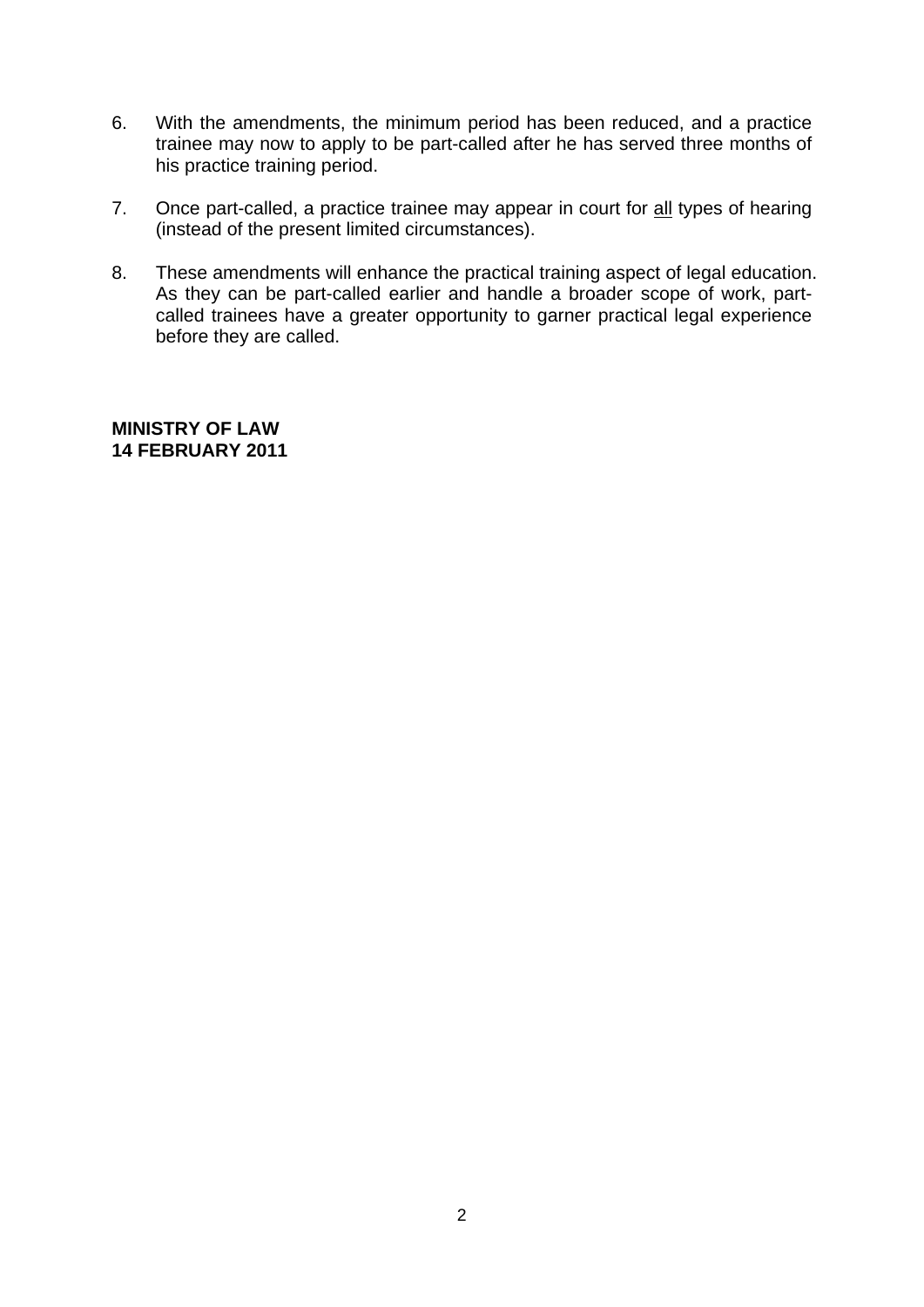6. With the amendments, the minimum period has been reduced, and a practice trainee may now to apply to be part-called after he has served three months of his practice training period.

7. Once part-called, a practice trainee may appear in court for <u>all</u> types of hearing (instead of the present limited circumstances).

8. These amendments will enhance the practical training aspect of legal education. As they can be part-called earlier and handle a broader scope of work, part-called trainees have a greater opportunity to garner practical legal experience before they are called.

**MINISTRY OF LAW**
**14 FEBRUARY 2011**